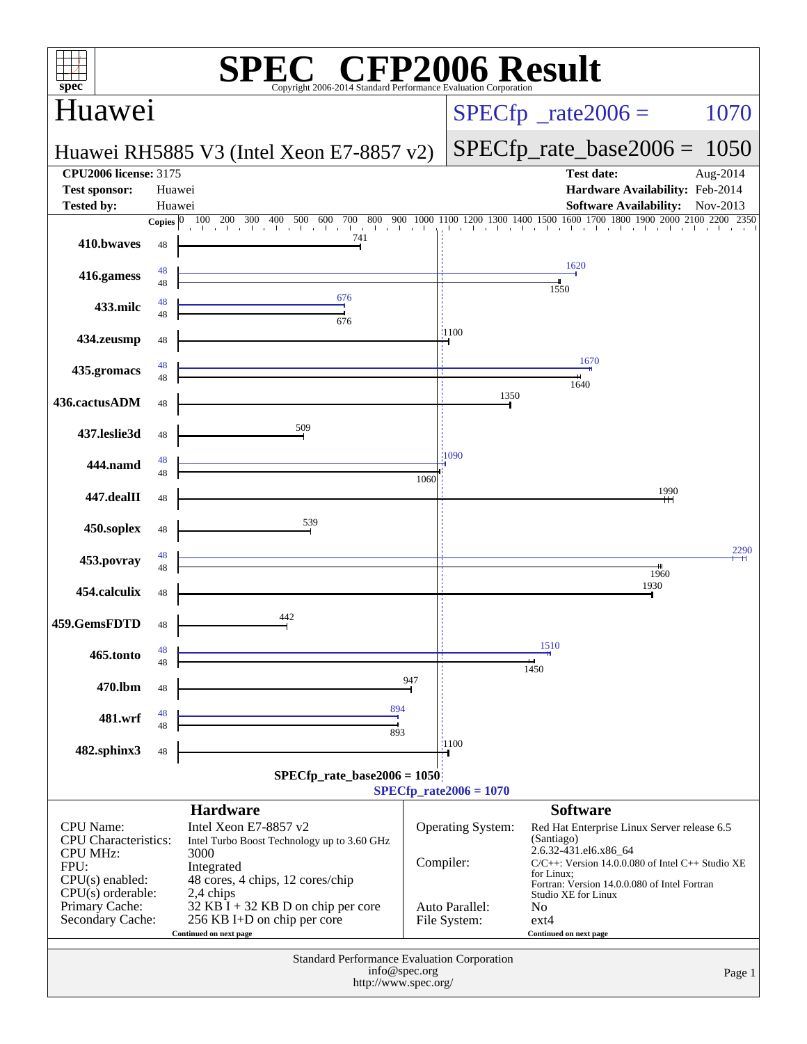# SPEC CFP2006 Result

Copyright 2006-2014 Standard Performance Evaluation Corporation

## Huawei

**Huawei RH5885 V3 (Intel Xeon E7-8857 v2)**

SPECfp_rate2006 = 1070

SPECfp_rate_base2006 = 1050

| | | | |
|---|---|---|---|
| **CPU2006 license:** | 3175 | **Test date:** | Aug-2014 |
| **Test sponsor:** | Huawei | **Hardware Availability:** | Feb-2014 |
| **Tested by:** | Huawei | **Software Availability:** | Nov-2013 |

| Benchmark | Copies (peak) | Peak | Copies (base) | Base |
|---|---|---|---|---|
| 410.bwaves | | | 48 | 741 |
| 416.gamess | 48 | 1620 | 48 | 1550 |
| 433.milc | 48 | 676 | 48 | 676 |
| 434.zeusmp | | | 48 | 1100 |
| 435.gromacs | 48 | 1670 | 48 | 1640 |
| 436.cactusADM | | | 48 | 1350 |
| 437.leslie3d | | | 48 | 509 |
| 444.namd | 48 | 1090 | 48 | 1060 |
| 447.dealII | | | 48 | 1990 |
| 450.soplex | | | 48 | 539 |
| 453.povray | 48 | 2290 | 48 | 1960 |
| 454.calculix | | | 48 | 1930 |
| 459.GemsFDTD | | | 48 | 442 |
| 465.tonto | 48 | 1510 | 48 | 1450 |
| 470.lbm | | | 48 | 947 |
| 481.wrf | 48 | 894 | 48 | 893 |
| 482.sphinx3 | | | 48 | 1100 |

SPECfp_rate_base2006 = 1050

SPECfp_rate2006 = 1070

### Hardware

| | |
|---|---|
| CPU Name: | Intel Xeon E7-8857 v2 |
| CPU Characteristics: | Intel Turbo Boost Technology up to 3.60 GHz |
| CPU MHz: | 3000 |
| FPU: | Integrated |
| CPU(s) enabled: | 48 cores, 4 chips, 12 cores/chip |
| CPU(s) orderable: | 2,4 chips |
| Primary Cache: | 32 KB I + 32 KB D on chip per core |
| Secondary Cache: | 256 KB I+D on chip per core |

Continued on next page

### Software

| | |
|---|---|
| Operating System: | Red Hat Enterprise Linux Server release 6.5 (Santiago) 2.6.32-431.el6.x86_64 |
| Compiler: | C/C++: Version 14.0.0.080 of Intel C++ Studio XE for Linux; Fortran: Version 14.0.0.080 of Intel Fortran Studio XE for Linux |
| Auto Parallel: | No |
| File System: | ext4 |

Continued on next page

Standard Performance Evaluation Corporation
info@spec.org
http://www.spec.org/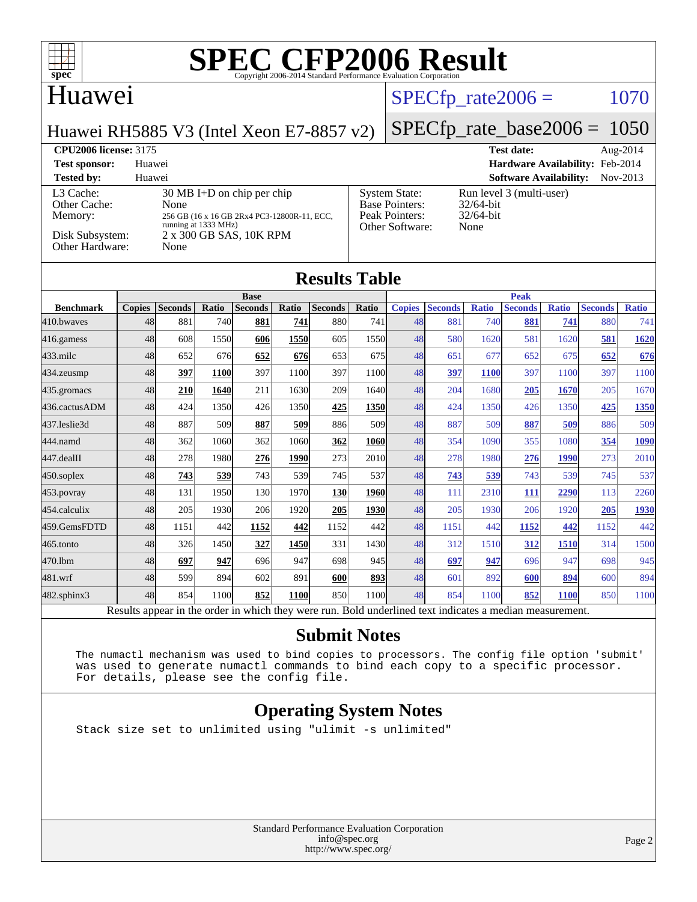# SPEC CFP2006 Result

Copyright 2006-2014 Standard Performance Evaluation Corporation

## Huawei

Huawei RH5885 V3 (Intel Xeon E7-8857 v2)

SPECfp_rate2006 = 1070

SPECfp_rate_base2006 = 1050

| | | | |
|---|---|---|---|
| **CPU2006 license:** 3175 | | **Test date:** | Aug-2014 |
| **Test sponsor:** | Huawei | **Hardware Availability:** | Feb-2014 |
| **Tested by:** | Huawei | **Software Availability:** | Nov-2013 |

| | | | |
|---|---|---|---|
| L3 Cache: | 30 MB I+D on chip per chip | System State: | Run level 3 (multi-user) |
| Other Cache: | None | Base Pointers: | 32/64-bit |
| Memory: | 256 GB (16 x 16 GB 2Rx4 PC3-12800R-11, ECC, running at 1333 MHz) | Peak Pointers: | 32/64-bit |
| Disk Subsystem: | 2 x 300 GB SAS, 10K RPM | Other Software: | None |
| Other Hardware: | None | | |

## Results Table

| Benchmark | Base | | | | | | | Peak | | | | | | |
|---|---|---|---|---|---|---|---|---|---|---|---|---|---|---|
| | Copies | Seconds | Ratio | Seconds | Ratio | Seconds | Ratio | Copies | Seconds | Ratio | Seconds | Ratio | Seconds | Ratio |
| 410.bwaves | 48 | 881 | 740 | **881** | **741** | 880 | 741 | 48 | 881 | 740 | **881** | **741** | 880 | 741 |
| 416.gamess | 48 | 608 | 1550 | **606** | **1550** | 605 | 1550 | 48 | 580 | 1620 | 581 | 1620 | **581** | **1620** |
| 433.milc | 48 | 652 | 676 | **652** | **676** | 653 | 675 | 48 | 651 | 677 | 652 | 675 | **652** | **676** |
| 434.zeusmp | 48 | **397** | **1100** | 397 | 1100 | 397 | 1100 | 48 | **397** | **1100** | 397 | 1100 | 397 | 1100 |
| 435.gromacs | 48 | **210** | **1640** | 211 | 1630 | 209 | 1640 | 48 | 204 | 1680 | **205** | **1670** | 205 | 1670 |
| 436.cactusADM | 48 | 424 | 1350 | 426 | 1350 | **425** | **1350** | 48 | 424 | 1350 | 426 | 1350 | **425** | **1350** |
| 437.leslie3d | 48 | 887 | 509 | **887** | **509** | 886 | 509 | 48 | 887 | 509 | **887** | **509** | 886 | 509 |
| 444.namd | 48 | 362 | 1060 | 362 | 1060 | **362** | **1060** | 48 | 354 | 1090 | 355 | 1080 | **354** | **1090** |
| 447.dealII | 48 | 278 | 1980 | **276** | **1990** | 273 | 2010 | 48 | 278 | 1980 | **276** | **1990** | 273 | 2010 |
| 450.soplex | 48 | **743** | **539** | 743 | 539 | 745 | 537 | 48 | **743** | **539** | 743 | 539 | 745 | 537 |
| 453.povray | 48 | 131 | 1950 | 130 | 1970 | **130** | **1960** | 48 | 111 | 2310 | **111** | **2290** | 113 | 2260 |
| 454.calculix | 48 | 205 | 1930 | 206 | 1920 | **205** | **1930** | 48 | 205 | 1930 | 206 | 1920 | **205** | **1930** |
| 459.GemsFDTD | 48 | 1151 | 442 | **1152** | **442** | 1152 | 442 | 48 | 1151 | 442 | **1152** | **442** | 1152 | 442 |
| 465.tonto | 48 | 326 | 1450 | **327** | **1450** | 331 | 1430 | 48 | 312 | 1510 | **312** | **1510** | 314 | 1500 |
| 470.lbm | 48 | **697** | **947** | 696 | 947 | 698 | 945 | 48 | **697** | **947** | 696 | 947 | 698 | 945 |
| 481.wrf | 48 | 599 | 894 | 602 | 891 | **600** | **893** | 48 | 601 | 892 | **600** | **894** | 600 | 894 |
| 482.sphinx3 | 48 | 854 | 1100 | **852** | **1100** | 850 | 1100 | 48 | 854 | 1100 | **852** | **1100** | 850 | 1100 |

Results appear in the order in which they were run. Bold underlined text indicates a median measurement.

## Submit Notes

```
The numactl mechanism was used to bind copies to processors. The config file option 'submit'
was used to generate numactl commands to bind each copy to a specific processor.
For details, please see the config file.
```

## Operating System Notes

```
Stack size set to unlimited using "ulimit -s unlimited"
```

Standard Performance Evaluation Corporation
info@spec.org
http://www.spec.org/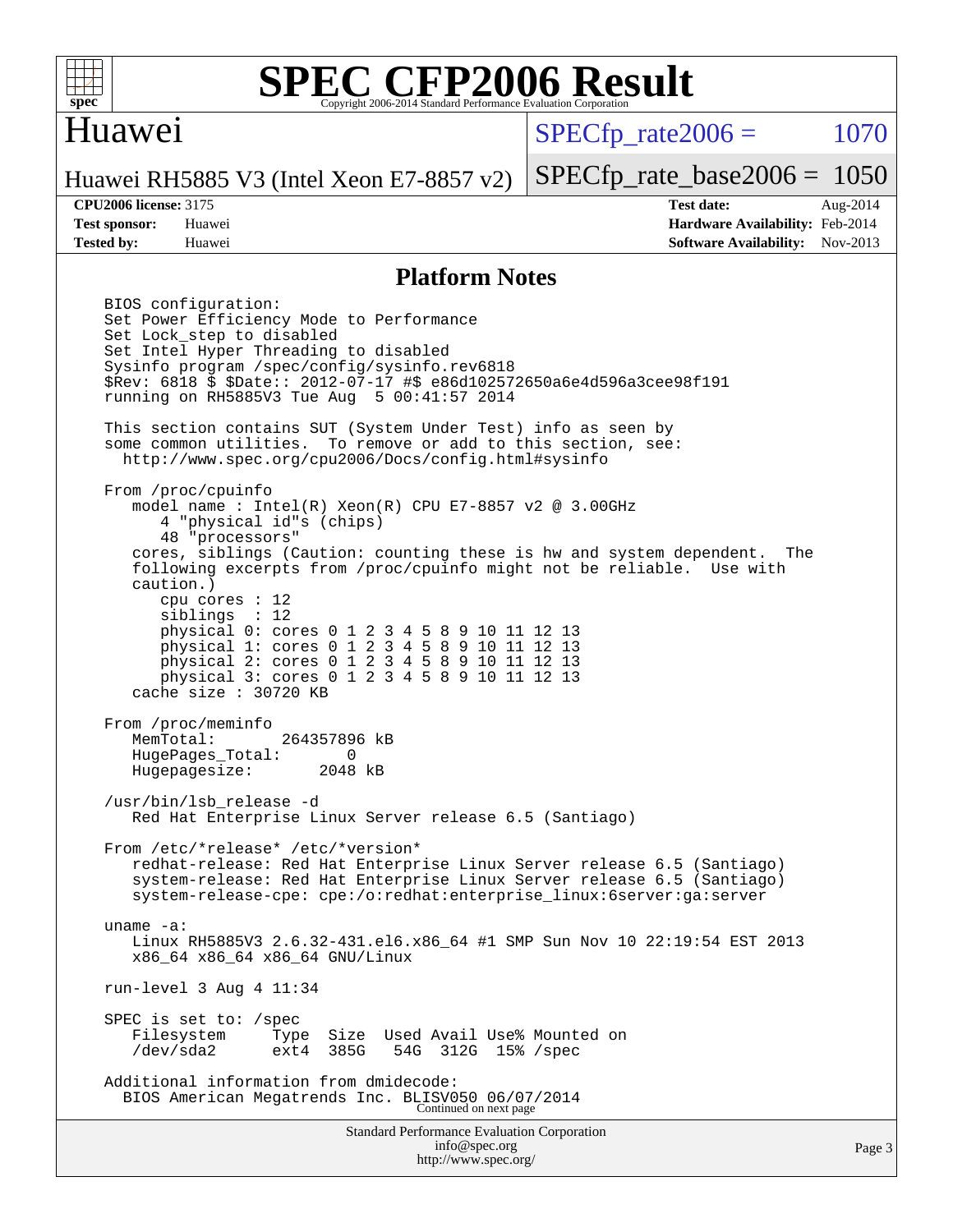# SPEC CFP2006 Result

Copyright 2006-2014 Standard Performance Evaluation Corporation

**Huawei**

Huawei RH5885 V3 (Intel Xeon E7-8857 v2)

SPECfp_rate2006 = 1070

SPECfp_rate_base2006 = 1050

**CPU2006 license:** 3175
**Test sponsor:** Huawei
**Tested by:** Huawei

**Test date:** Aug-2014
**Hardware Availability:** Feb-2014
**Software Availability:** Nov-2013

## Platform Notes

```
BIOS configuration:
Set Power Efficiency Mode to Performance
Set Lock_step to disabled
Set Intel Hyper Threading to disabled
Sysinfo program /spec/config/sysinfo.rev6818
$Rev: 6818 $ $Date:: 2012-07-17 #$ e86d102572650a6e4d596a3cee98f191
running on RH5885V3 Tue Aug  5 00:41:57 2014

This section contains SUT (System Under Test) info as seen by
some common utilities.  To remove or add to this section, see:
  http://www.spec.org/cpu2006/Docs/config.html#sysinfo

From /proc/cpuinfo
   model name : Intel(R) Xeon(R) CPU E7-8857 v2 @ 3.00GHz
      4 "physical id"s (chips)
      48 "processors"
   cores, siblings (Caution: counting these is hw and system dependent.  The
   following excerpts from /proc/cpuinfo might not be reliable.  Use with
   caution.)
      cpu cores : 12
      siblings  : 12
      physical 0: cores 0 1 2 3 4 5 8 9 10 11 12 13
      physical 1: cores 0 1 2 3 4 5 8 9 10 11 12 13
      physical 2: cores 0 1 2 3 4 5 8 9 10 11 12 13
      physical 3: cores 0 1 2 3 4 5 8 9 10 11 12 13
   cache size : 30720 KB

From /proc/meminfo
   MemTotal:       264357896 kB
   HugePages_Total:       0
   Hugepagesize:       2048 kB

/usr/bin/lsb_release -d
   Red Hat Enterprise Linux Server release 6.5 (Santiago)

From /etc/*release* /etc/*version*
   redhat-release: Red Hat Enterprise Linux Server release 6.5 (Santiago)
   system-release: Red Hat Enterprise Linux Server release 6.5 (Santiago)
   system-release-cpe: cpe:/o:redhat:enterprise_linux:6server:ga:server

uname -a:
   Linux RH5885V3 2.6.32-431.el6.x86_64 #1 SMP Sun Nov 10 22:19:54 EST 2013
   x86_64 x86_64 x86_64 GNU/Linux

run-level 3 Aug 4 11:34

SPEC is set to: /spec
   Filesystem     Type  Size  Used Avail Use% Mounted on
   /dev/sda2      ext4  385G   54G  312G  15% /spec

Additional information from dmidecode:
  BIOS American Megatrends Inc. BLISV050 06/07/2014
```

Continued on next page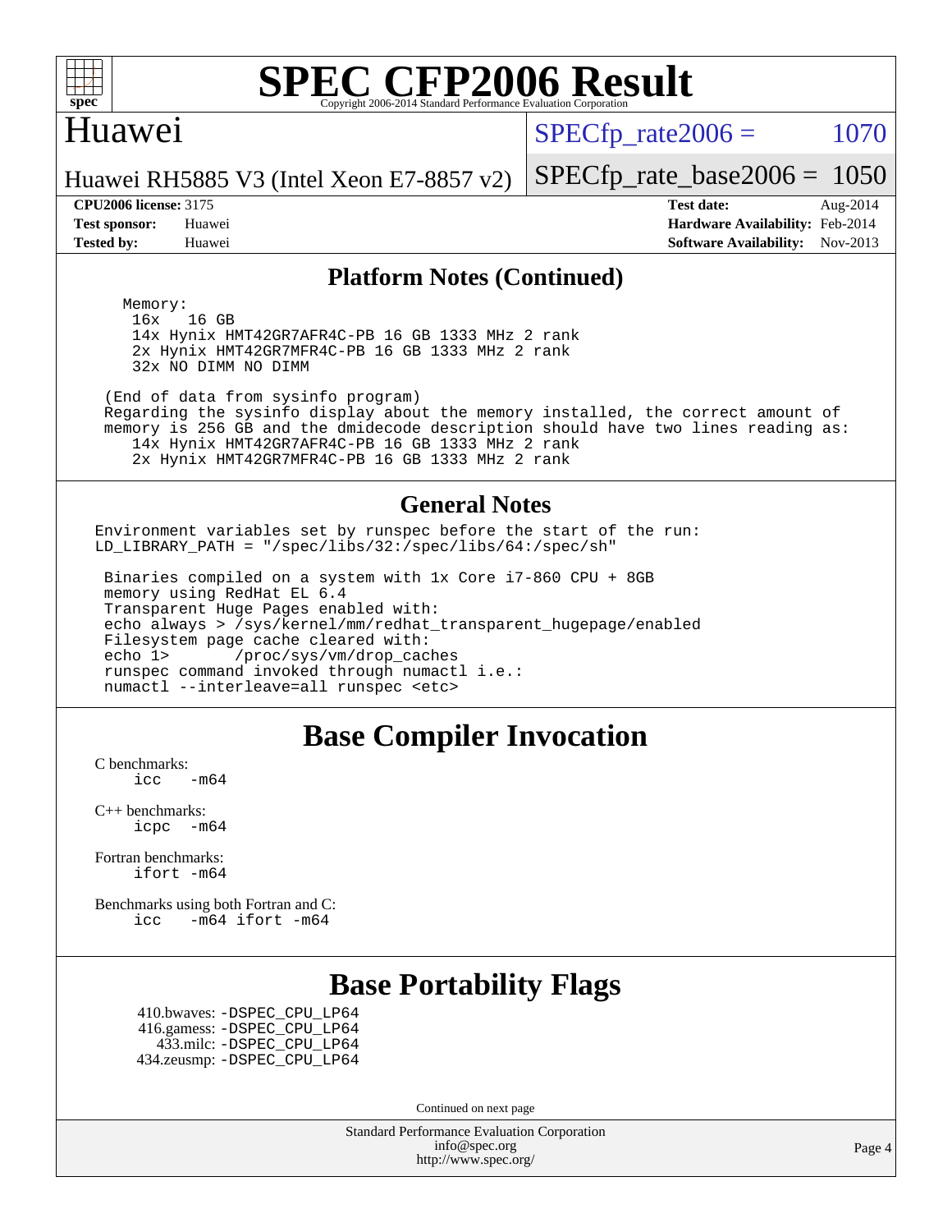## Platform Notes (Continued)

```
Memory:
  16x   16 GB
  14x Hynix HMT42GR7AFR4C-PB 16 GB 1333 MHz 2 rank
  2x Hynix HMT42GR7MFR4C-PB 16 GB 1333 MHz 2 rank
  32x NO DIMM NO DIMM

(End of data from sysinfo program)
Regarding the sysinfo display about the memory installed, the correct amount of
memory is 256 GB and the dmidecode description should have two lines reading as:
   14x Hynix HMT42GR7AFR4C-PB 16 GB 1333 MHz 2 rank
   2x Hynix HMT42GR7MFR4C-PB 16 GB 1333 MHz 2 rank
```

## General Notes

```
Environment variables set by runspec before the start of the run:
LD_LIBRARY_PATH = "/spec/libs/32:/spec/libs/64:/spec/sh"

 Binaries compiled on a system with 1x Core i7-860 CPU + 8GB
 memory using RedHat EL 6.4
 Transparent Huge Pages enabled with:
 echo always > /sys/kernel/mm/redhat_transparent_hugepage/enabled
 Filesystem page cache cleared with:
 echo 1>       /proc/sys/vm/drop_caches
 runspec command invoked through numactl i.e.:
 numactl --interleave=all runspec <etc>
```

# Base Compiler Invocation

C benchmarks:
```
icc   -m64
```

C++ benchmarks:
```
icpc  -m64
```

Fortran benchmarks:
```
ifort -m64
```

Benchmarks using both Fortran and C:
```
icc   -m64 ifort -m64
```

# Base Portability Flags

410.bwaves: -DSPEC_CPU_LP64
416.gamess: -DSPEC_CPU_LP64
433.milc: -DSPEC_CPU_LP64
434.zeusmp: -DSPEC_CPU_LP64

Continued on next page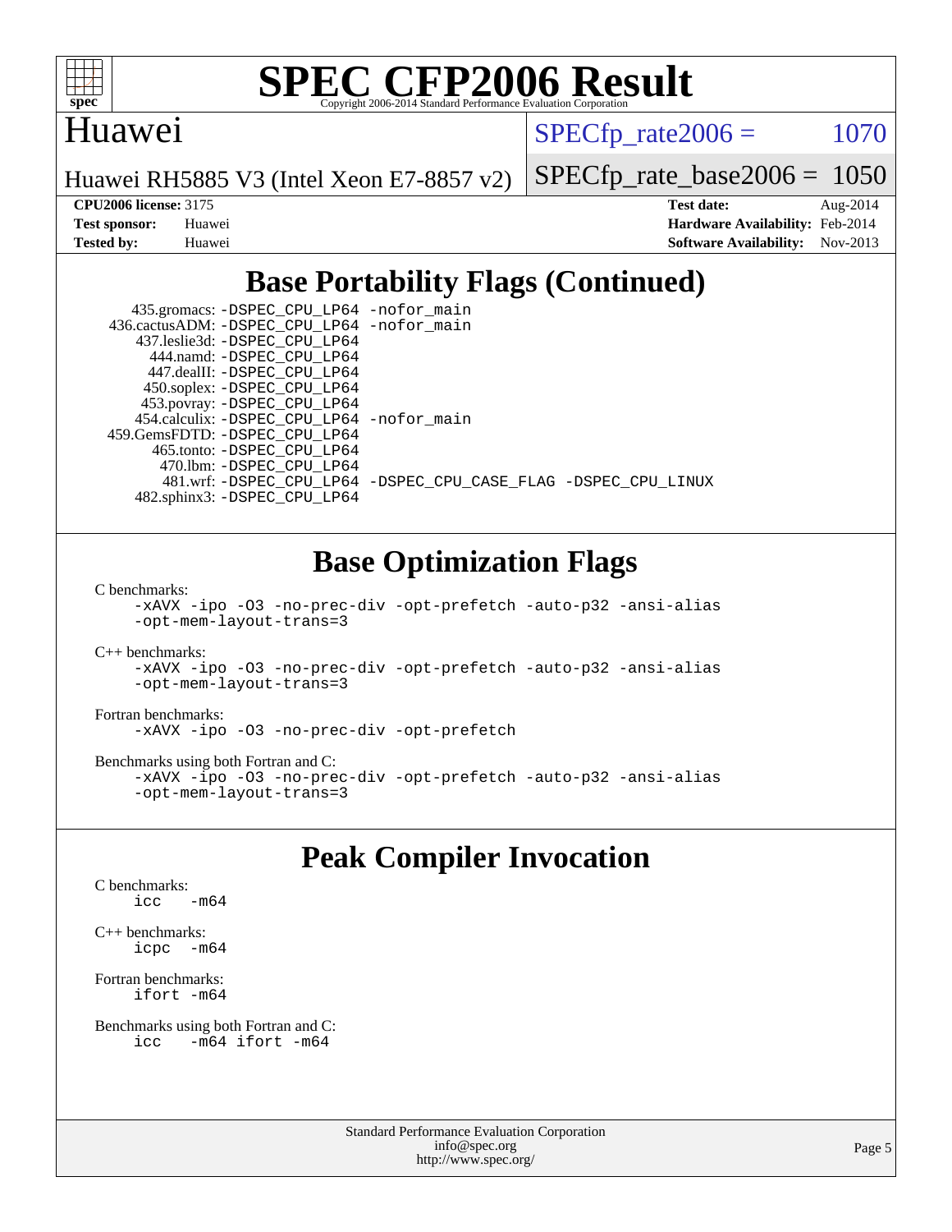# SPEC CFP2006 Result

Copyright 2006-2014 Standard Performance Evaluation Corporation

**Huawei**

Huawei RH5885 V3 (Intel Xeon E7-8857 v2)

SPECfp_rate2006 = 1070

SPECfp_rate_base2006 = 1050

| | | | |
|---|---|---|---|
| **CPU2006 license:** 3175 | | **Test date:** | Aug-2014 |
| **Test sponsor:** | Huawei | **Hardware Availability:** | Feb-2014 |
| **Tested by:** | Huawei | **Software Availability:** | Nov-2013 |

## Base Portability Flags (Continued)

```
     435.gromacs: -DSPEC_CPU_LP64 -nofor_main
   436.cactusADM: -DSPEC_CPU_LP64 -nofor_main
     437.leslie3d: -DSPEC_CPU_LP64
        444.namd: -DSPEC_CPU_LP64
       447.dealII: -DSPEC_CPU_LP64
      450.soplex: -DSPEC_CPU_LP64
      453.povray: -DSPEC_CPU_LP64
    454.calculix: -DSPEC_CPU_LP64 -nofor_main
   459.GemsFDTD: -DSPEC_CPU_LP64
       465.tonto: -DSPEC_CPU_LP64
         470.lbm: -DSPEC_CPU_LP64
         481.wrf: -DSPEC_CPU_LP64 -DSPEC_CPU_CASE_FLAG -DSPEC_CPU_LINUX
     482.sphinx3: -DSPEC_CPU_LP64
```

## Base Optimization Flags

C benchmarks:
```
-xAVX -ipo -O3 -no-prec-div -opt-prefetch -auto-p32 -ansi-alias
-opt-mem-layout-trans=3
```

C++ benchmarks:
```
-xAVX -ipo -O3 -no-prec-div -opt-prefetch -auto-p32 -ansi-alias
-opt-mem-layout-trans=3
```

Fortran benchmarks:
```
-xAVX -ipo -O3 -no-prec-div -opt-prefetch
```

Benchmarks using both Fortran and C:
```
-xAVX -ipo -O3 -no-prec-div -opt-prefetch -auto-p32 -ansi-alias
-opt-mem-layout-trans=3
```

## Peak Compiler Invocation

C benchmarks:
```
icc   -m64
```

C++ benchmarks:
```
icpc  -m64
```

Fortran benchmarks:
```
ifort -m64
```

Benchmarks using both Fortran and C:
```
icc   -m64 ifort -m64
```

Standard Performance Evaluation Corporation
info@spec.org
http://www.spec.org/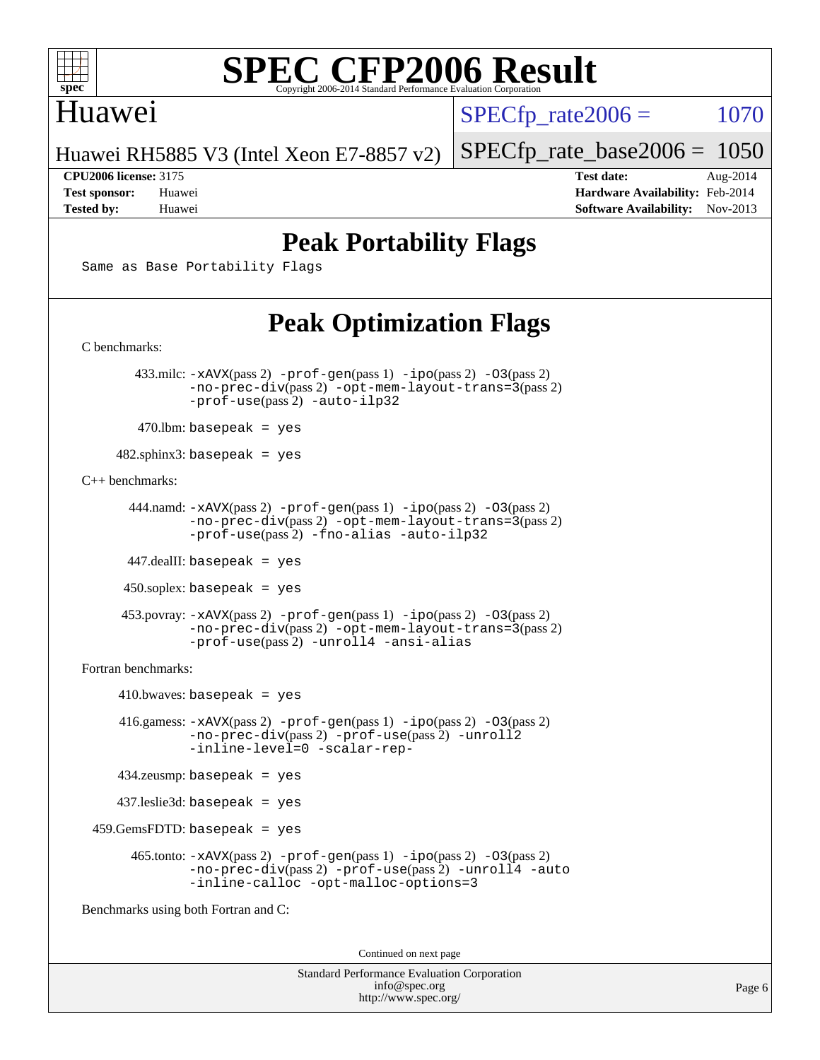# Peak Portability Flags

Same as Base Portability Flags

# Peak Optimization Flags

C benchmarks:

433.milc: -xAVX(pass 2) -prof-gen(pass 1) -ipo(pass 2) -O3(pass 2) -no-prec-div(pass 2) -opt-mem-layout-trans=3(pass 2) -prof-use(pass 2) -auto-ilp32

470.lbm: basepeak = yes

482.sphinx3: basepeak = yes

C++ benchmarks:

444.namd: -xAVX(pass 2) -prof-gen(pass 1) -ipo(pass 2) -O3(pass 2) -no-prec-div(pass 2) -opt-mem-layout-trans=3(pass 2) -prof-use(pass 2) -fno-alias -auto-ilp32

447.dealII: basepeak = yes

450.soplex: basepeak = yes

453.povray: -xAVX(pass 2) -prof-gen(pass 1) -ipo(pass 2) -O3(pass 2) -no-prec-div(pass 2) -opt-mem-layout-trans=3(pass 2) -prof-use(pass 2) -unroll4 -ansi-alias

Fortran benchmarks:

410.bwaves: basepeak = yes

416.gamess: -xAVX(pass 2) -prof-gen(pass 1) -ipo(pass 2) -O3(pass 2) -no-prec-div(pass 2) -prof-use(pass 2) -unroll2 -inline-level=0 -scalar-rep-

434.zeusmp: basepeak = yes

437.leslie3d: basepeak = yes

459.GemsFDTD: basepeak = yes

465.tonto: -xAVX(pass 2) -prof-gen(pass 1) -ipo(pass 2) -O3(pass 2) -no-prec-div(pass 2) -prof-use(pass 2) -unroll4 -auto -inline-calloc -opt-malloc-options=3

Benchmarks using both Fortran and C:

Continued on next page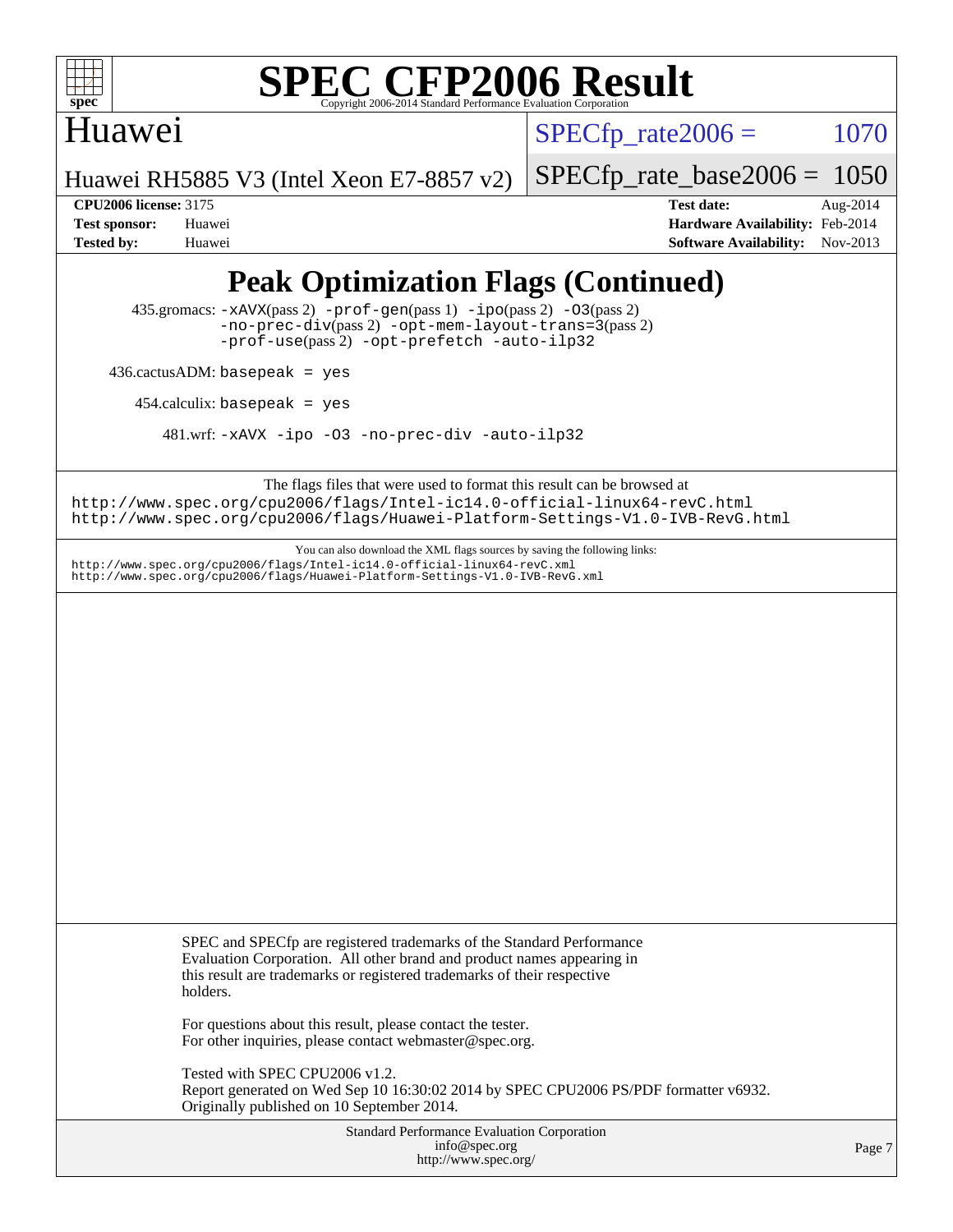# Peak Optimization Flags (Continued)

435.gromacs: -xAVX(pass 2) -prof-gen(pass 1) -ipo(pass 2) -O3(pass 2) -no-prec-div(pass 2) -opt-mem-layout-trans=3(pass 2) -prof-use(pass 2) -opt-prefetch -auto-ilp32

436.cactusADM: basepeak = yes

454.calculix: basepeak = yes

481.wrf: -xAVX -ipo -O3 -no-prec-div -auto-ilp32

The flags files that were used to format this result can be browsed at
http://www.spec.org/cpu2006/flags/Intel-ic14.0-official-linux64-revC.html
http://www.spec.org/cpu2006/flags/Huawei-Platform-Settings-V1.0-IVB-RevG.html

You can also download the XML flags sources by saving the following links:
http://www.spec.org/cpu2006/flags/Intel-ic14.0-official-linux64-revC.xml
http://www.spec.org/cpu2006/flags/Huawei-Platform-Settings-V1.0-IVB-RevG.xml

SPEC and SPECfp are registered trademarks of the Standard Performance Evaluation Corporation. All other brand and product names appearing in this result are trademarks or registered trademarks of their respective holders.

For questions about this result, please contact the tester.
For other inquiries, please contact webmaster@spec.org.

Tested with SPEC CPU2006 v1.2.
Report generated on Wed Sep 10 16:30:02 2014 by SPEC CPU2006 PS/PDF formatter v6932.
Originally published on 10 September 2014.